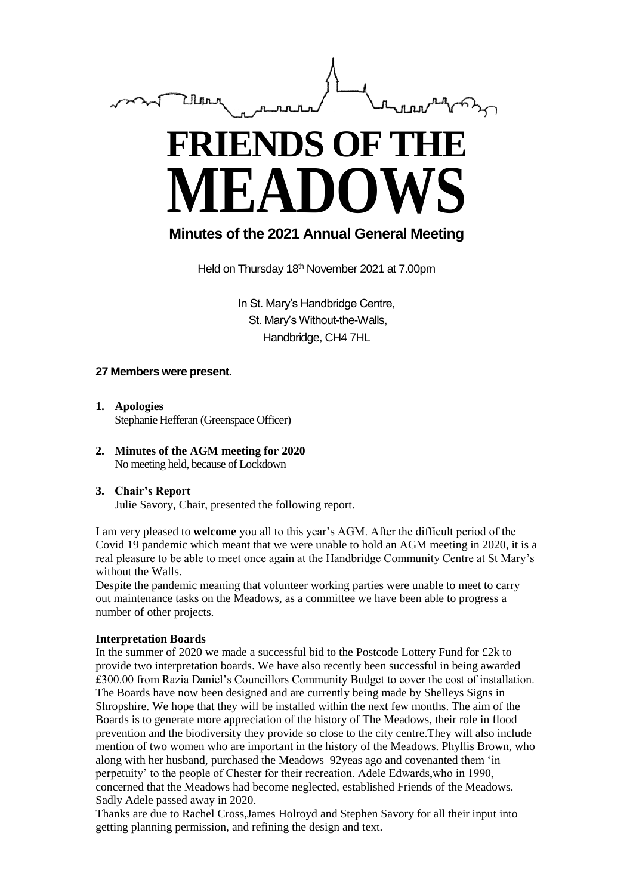# FRIENDS OF THE MEADOWS

## Minutes of the 2021 Annual General Meeting

Held on Thursday 18th November 2021 at 7.00pm

In St. Mary's Handbridge Centre,
St. Mary's Without-the-Walls,
Handbridge, CH4 7HL

**27 Members were present.**

1. **Apologies**
   Stephanie Hefferan (Greenspace Officer)

2. **Minutes of the AGM meeting for 2020**
   No meeting held, because of Lockdown

3. **Chair's Report**
   Julie Savory, Chair, presented the following report.

I am very pleased to **welcome** you all to this year's AGM. After the difficult period of the Covid 19 pandemic which meant that we were unable to hold an AGM meeting in 2020, it is a real pleasure to be able to meet once again at the Handbridge Community Centre at St Mary's without the Walls.

Despite the pandemic meaning that volunteer working parties were unable to meet to carry out maintenance tasks on the Meadows, as a committee we have been able to progress a number of other projects.

**Interpretation Boards**

In the summer of 2020 we made a successful bid to the Postcode Lottery Fund for £2k to provide two interpretation boards. We have also recently been successful in being awarded £300.00 from Razia Daniel's Councillors Community Budget to cover the cost of installation. The Boards have now been designed and are currently being made by Shelleys Signs in Shropshire. We hope that they will be installed within the next few months. The aim of the Boards is to generate more appreciation of the history of The Meadows, their role in flood prevention and the biodiversity they provide so close to the city centre.They will also include mention of two women who are important in the history of the Meadows. Phyllis Brown, who along with her husband, purchased the Meadows 92yeas ago and covenanted them 'in perpetuity' to the people of Chester for their recreation. Adele Edwards,who in 1990, concerned that the Meadows had become neglected, established Friends of the Meadows. Sadly Adele passed away in 2020.

Thanks are due to Rachel Cross,James Holroyd and Stephen Savory for all their input into getting planning permission, and refining the design and text.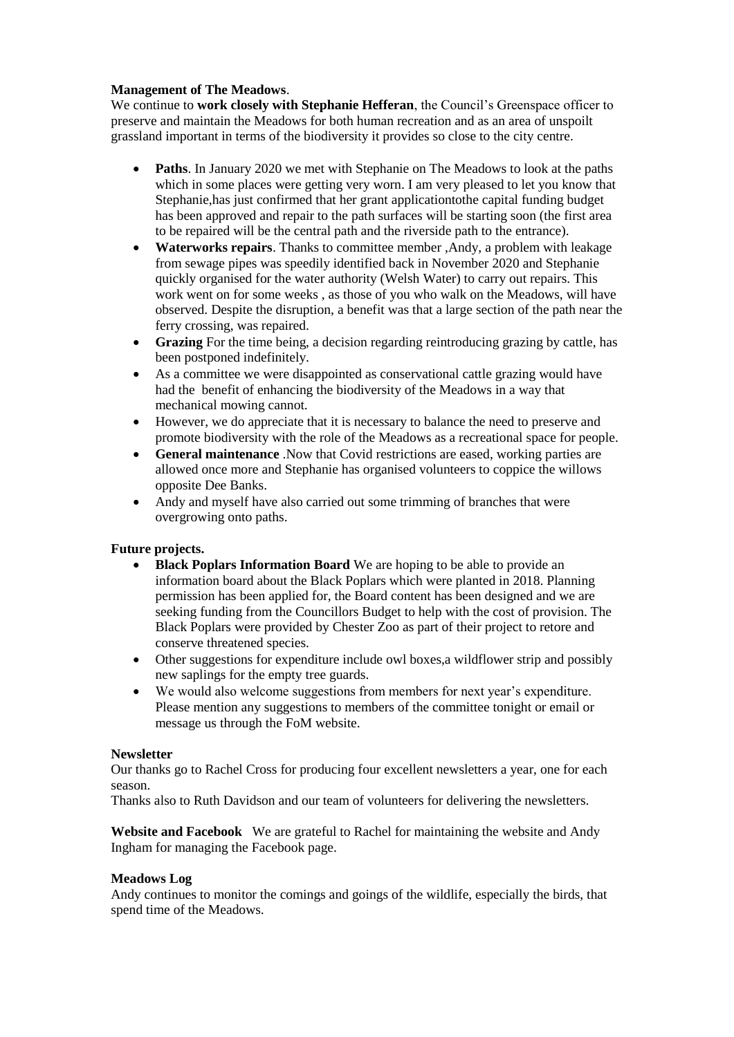**Management of The Meadows**.

We continue to **work closely with Stephanie Hefferan**, the Council's Greenspace officer to preserve and maintain the Meadows for both human recreation and as an area of unspoilt grassland important in terms of the biodiversity it provides so close to the city centre.

- **Paths**. In January 2020 we met with Stephanie on The Meadows to look at the paths which in some places were getting very worn. I am very pleased to let you know that Stephanie,has just confirmed that her grant applicationtothe capital funding budget has been approved and repair to the path surfaces will be starting soon (the first area to be repaired will be the central path and the riverside path to the entrance).
- **Waterworks repairs**. Thanks to committee member ,Andy, a problem with leakage from sewage pipes was speedily identified back in November 2020 and Stephanie quickly organised for the water authority (Welsh Water) to carry out repairs. This work went on for some weeks , as those of you who walk on the Meadows, will have observed. Despite the disruption, a benefit was that a large section of the path near the ferry crossing, was repaired.
- **Grazing** For the time being, a decision regarding reintroducing grazing by cattle, has been postponed indefinitely.
- As a committee we were disappointed as conservational cattle grazing would have had the benefit of enhancing the biodiversity of the Meadows in a way that mechanical mowing cannot.
- However, we do appreciate that it is necessary to balance the need to preserve and promote biodiversity with the role of the Meadows as a recreational space for people.
- **General maintenance** .Now that Covid restrictions are eased, working parties are allowed once more and Stephanie has organised volunteers to coppice the willows opposite Dee Banks.
- Andy and myself have also carried out some trimming of branches that were overgrowing onto paths.

**Future projects.**

- **Black Poplars Information Board** We are hoping to be able to provide an information board about the Black Poplars which were planted in 2018. Planning permission has been applied for, the Board content has been designed and we are seeking funding from the Councillors Budget to help with the cost of provision. The Black Poplars were provided by Chester Zoo as part of their project to retore and conserve threatened species.
- Other suggestions for expenditure include owl boxes,a wildflower strip and possibly new saplings for the empty tree guards.
- We would also welcome suggestions from members for next year's expenditure. Please mention any suggestions to members of the committee tonight or email or message us through the FoM website.

**Newsletter**

Our thanks go to Rachel Cross for producing four excellent newsletters a year, one for each season.

Thanks also to Ruth Davidson and our team of volunteers for delivering the newsletters.

**Website and Facebook** We are grateful to Rachel for maintaining the website and Andy Ingham for managing the Facebook page.

**Meadows Log**

Andy continues to monitor the comings and goings of the wildlife, especially the birds, that spend time of the Meadows.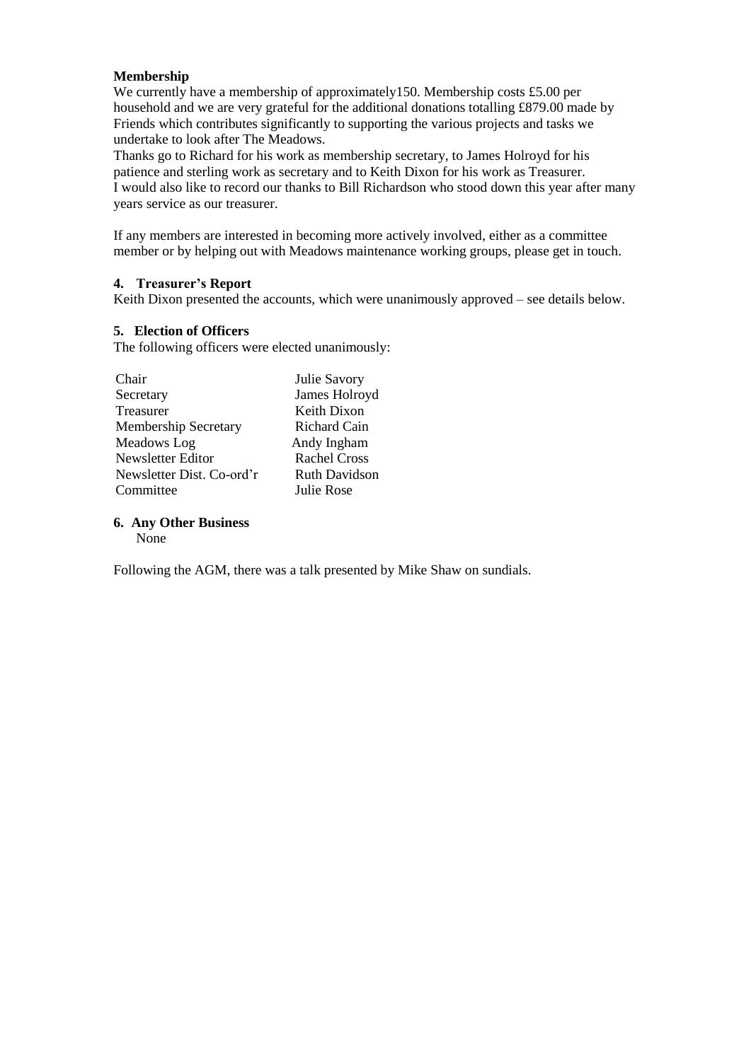**Membership**

We currently have a membership of approximately150. Membership costs £5.00 per household and we are very grateful for the additional donations totalling £879.00 made by Friends which contributes significantly to supporting the various projects and tasks we undertake to look after The Meadows.

Thanks go to Richard for his work as membership secretary, to James Holroyd for his patience and sterling work as secretary and to Keith Dixon for his work as Treasurer.

I would also like to record our thanks to Bill Richardson who stood down this year after many years service as our treasurer.

If any members are interested in becoming more actively involved, either as a committee member or by helping out with Meadows maintenance working groups, please get in touch.

**4. Treasurer's Report**

Keith Dixon presented the accounts, which were unanimously approved – see details below.

**5. Election of Officers**

The following officers were elected unanimously:

| | |
|---|---|
| Chair | Julie Savory |
| Secretary | James Holroyd |
| Treasurer | Keith Dixon |
| Membership Secretary | Richard Cain |
| Meadows Log | Andy Ingham |
| Newsletter Editor | Rachel Cross |
| Newsletter Dist. Co-ord'r | Ruth Davidson |
| Committee | Julie Rose |

**6. Any Other Business**

None

Following the AGM, there was a talk presented by Mike Shaw on sundials.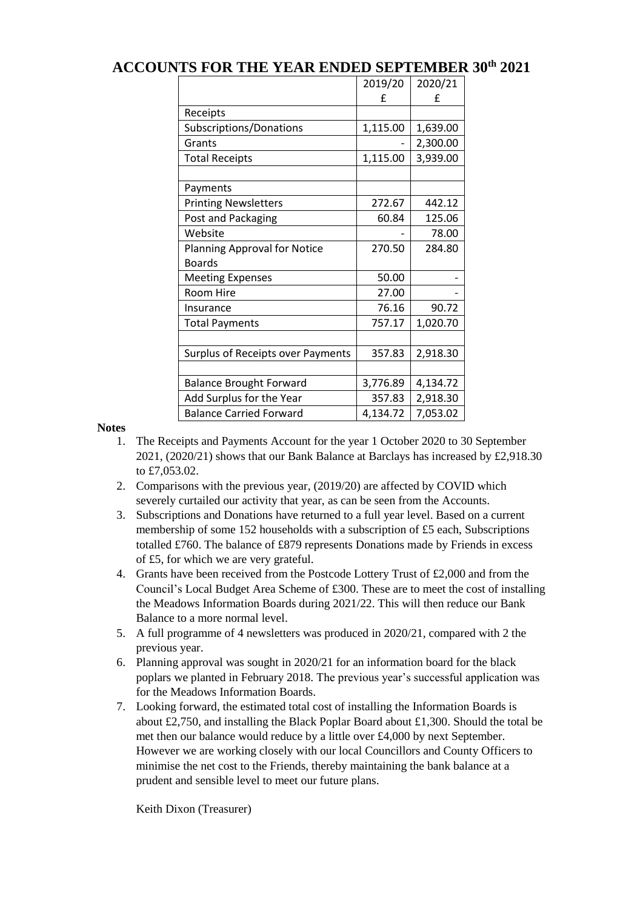# ACCOUNTS FOR THE YEAR ENDED SEPTEMBER 30th 2021

| | 2019/20<br>£ | 2020/21<br>£ |
|---|---|---|
| Receipts | | |
| Subscriptions/Donations | 1,115.00 | 1,639.00 |
| Grants | - | 2,300.00 |
| Total Receipts | 1,115.00 | 3,939.00 |
| | | |
| Payments | | |
| Printing Newsletters | 272.67 | 442.12 |
| Post and Packaging | 60.84 | 125.06 |
| Website | - | 78.00 |
| Planning Approval for Notice Boards | 270.50 | 284.80 |
| Meeting Expenses | 50.00 | - |
| Room Hire | 27.00 | - |
| Insurance | 76.16 | 90.72 |
| Total Payments | 757.17 | 1,020.70 |
| | | |
| Surplus of Receipts over Payments | 357.83 | 2,918.30 |
| | | |
| Balance Brought Forward | 3,776.89 | 4,134.72 |
| Add Surplus for the Year | 357.83 | 2,918.30 |
| Balance Carried Forward | 4,134.72 | 7,053.02 |

**Notes**

1. The Receipts and Payments Account for the year 1 October 2020 to 30 September 2021, (2020/21) shows that our Bank Balance at Barclays has increased by £2,918.30 to £7,053.02.
2. Comparisons with the previous year, (2019/20) are affected by COVID which severely curtailed our activity that year, as can be seen from the Accounts.
3. Subscriptions and Donations have returned to a full year level. Based on a current membership of some 152 households with a subscription of £5 each, Subscriptions totalled £760. The balance of £879 represents Donations made by Friends in excess of £5, for which we are very grateful.
4. Grants have been received from the Postcode Lottery Trust of £2,000 and from the Council's Local Budget Area Scheme of £300. These are to meet the cost of installing the Meadows Information Boards during 2021/22. This will then reduce our Bank Balance to a more normal level.
5. A full programme of 4 newsletters was produced in 2020/21, compared with 2 the previous year.
6. Planning approval was sought in 2020/21 for an information board for the black poplars we planted in February 2018. The previous year's successful application was for the Meadows Information Boards.
7. Looking forward, the estimated total cost of installing the Information Boards is about £2,750, and installing the Black Poplar Board about £1,300. Should the total be met then our balance would reduce by a little over £4,000 by next September. However we are working closely with our local Councillors and County Officers to minimise the net cost to the Friends, thereby maintaining the bank balance at a prudent and sensible level to meet our future plans.

Keith Dixon (Treasurer)